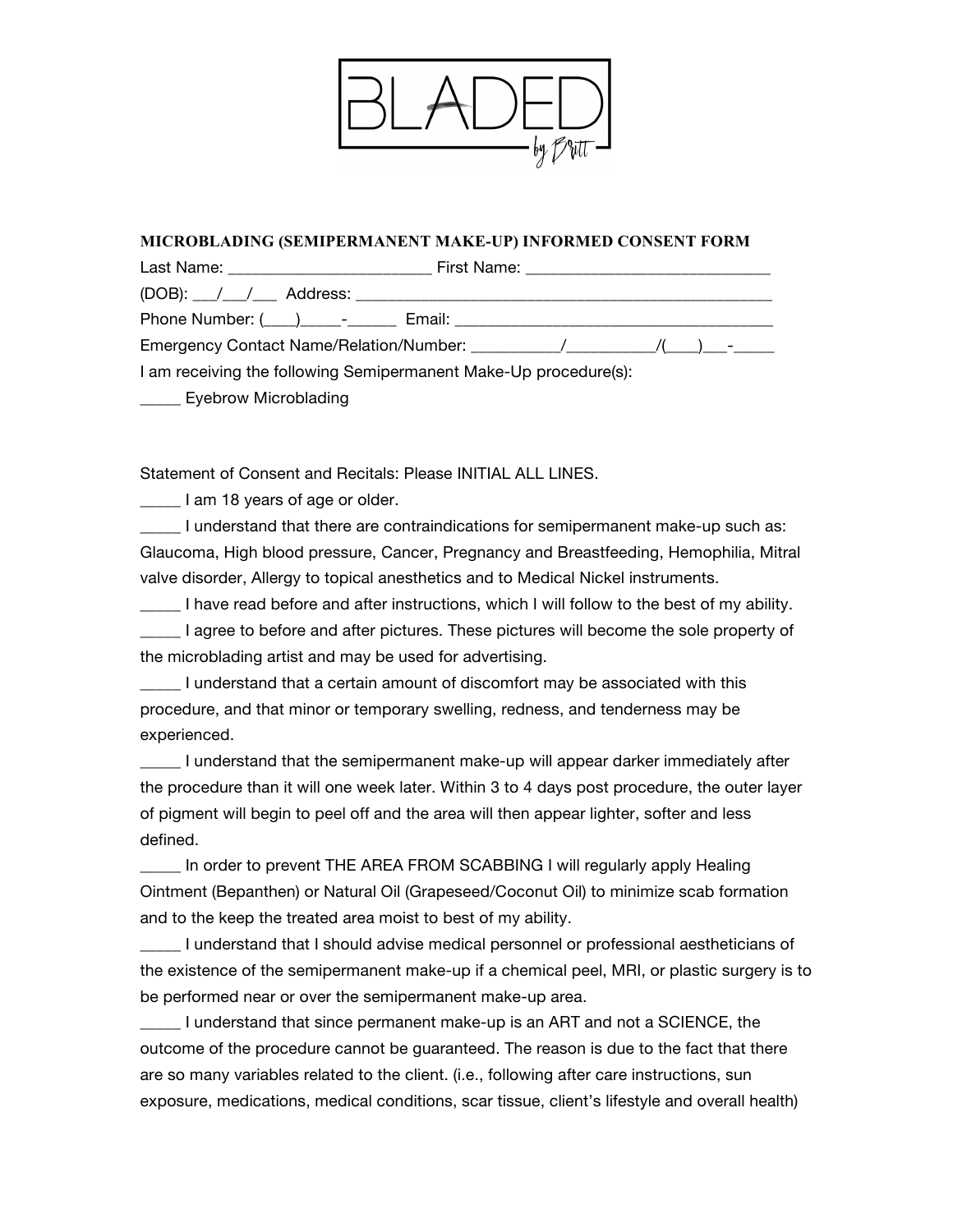# BLADED by Britt

**MICROBLADING (SEMIPERMANENT MAKE-UP) INFORMED CONSENT FORM**

Last Name: ________________________ First Name: _____________________________

(DOB): ___/___/___ Address: ____________________________________________________

Phone Number: (____)_____-______ Email: ______________________________________

Emergency Contact Name/Relation/Number: __________/__________/(____)___-_____

I am receiving the following Semipermanent Make-Up procedure(s):

_____ Eyebrow Microblading

Statement of Consent and Recitals: Please INITIAL ALL LINES.

_____ I am 18 years of age or older.

_____ I understand that there are contraindications for semipermanent make-up such as: Glaucoma, High blood pressure, Cancer, Pregnancy and Breastfeeding, Hemophilia, Mitral valve disorder, Allergy to topical anesthetics and to Medical Nickel instruments.

_____ I have read before and after instructions, which I will follow to the best of my ability.

_____ I agree to before and after pictures. These pictures will become the sole property of the microblading artist and may be used for advertising.

_____ I understand that a certain amount of discomfort may be associated with this procedure, and that minor or temporary swelling, redness, and tenderness may be experienced.

_____ I understand that the semipermanent make-up will appear darker immediately after the procedure than it will one week later. Within 3 to 4 days post procedure, the outer layer of pigment will begin to peel off and the area will then appear lighter, softer and less defined.

_____ In order to prevent THE AREA FROM SCABBING I will regularly apply Healing Ointment (Bepanthen) or Natural Oil (Grapeseed/Coconut Oil) to minimize scab formation and to the keep the treated area moist to best of my ability.

_____ I understand that I should advise medical personnel or professional aestheticians of the existence of the semipermanent make-up if a chemical peel, MRI, or plastic surgery is to be performed near or over the semipermanent make-up area.

_____ I understand that since permanent make-up is an ART and not a SCIENCE, the outcome of the procedure cannot be guaranteed. The reason is due to the fact that there are so many variables related to the client. (i.e., following after care instructions, sun exposure, medications, medical conditions, scar tissue, client's lifestyle and overall health)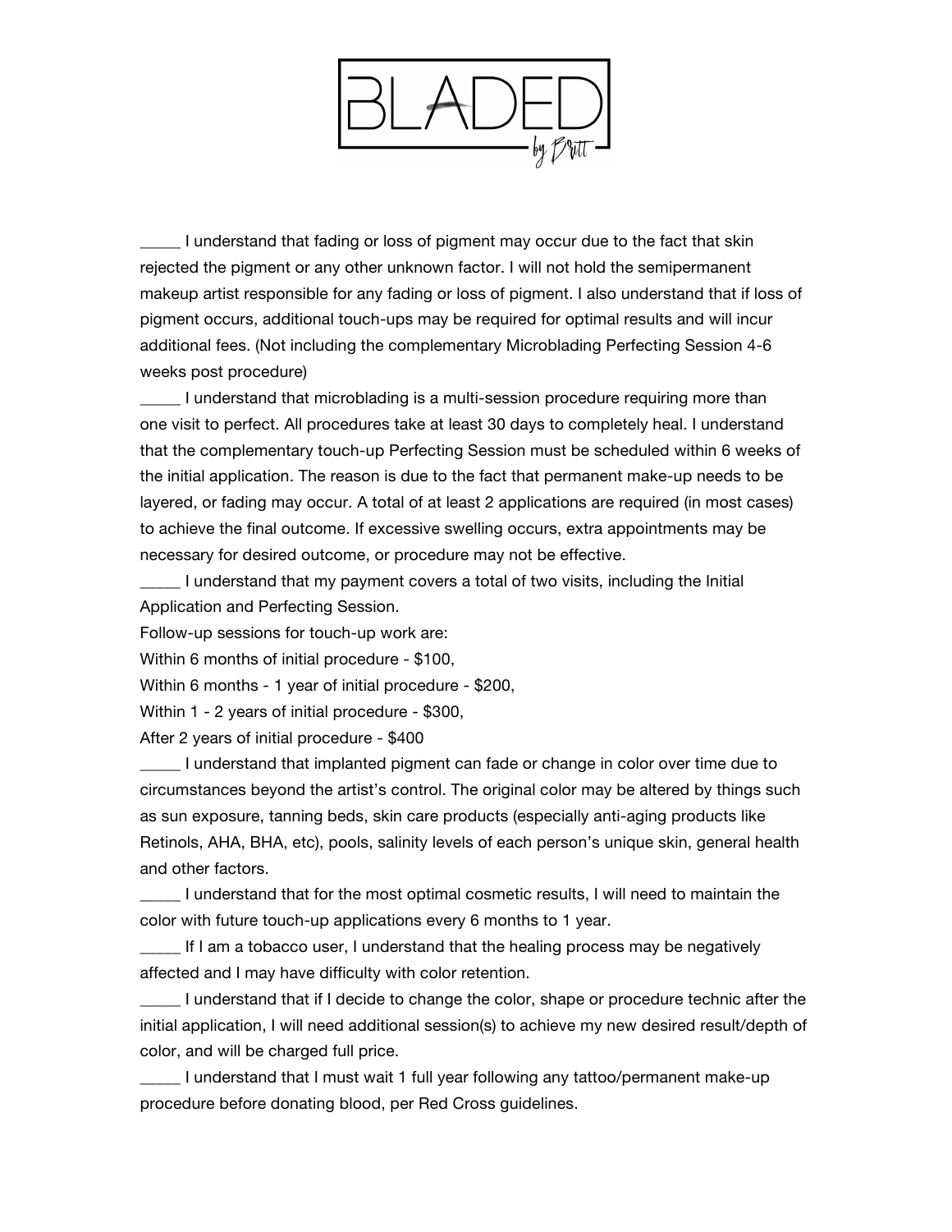_____ I understand that fading or loss of pigment may occur due to the fact that skin rejected the pigment or any other unknown factor. I will not hold the semipermanent makeup artist responsible for any fading or loss of pigment. I also understand that if loss of pigment occurs, additional touch-ups may be required for optimal results and will incur additional fees. (Not including the complementary Microblading Perfecting Session 4-6 weeks post procedure)

_____ I understand that microblading is a multi-session procedure requiring more than one visit to perfect. All procedures take at least 30 days to completely heal. I understand that the complementary touch-up Perfecting Session must be scheduled within 6 weeks of the initial application. The reason is due to the fact that permanent make-up needs to be layered, or fading may occur. A total of at least 2 applications are required (in most cases) to achieve the final outcome. If excessive swelling occurs, extra appointments may be necessary for desired outcome, or procedure may not be effective.

_____ I understand that my payment covers a total of two visits, including the Initial Application and Perfecting Session.

Follow-up sessions for touch-up work are:

Within 6 months of initial procedure - $100,

Within 6 months - 1 year of initial procedure - $200,

Within 1 - 2 years of initial procedure - $300,

After 2 years of initial procedure - $400

_____ I understand that implanted pigment can fade or change in color over time due to circumstances beyond the artist's control. The original color may be altered by things such as sun exposure, tanning beds, skin care products (especially anti-aging products like Retinols, AHA, BHA, etc), pools, salinity levels of each person's unique skin, general health and other factors.

_____ I understand that for the most optimal cosmetic results, I will need to maintain the color with future touch-up applications every 6 months to 1 year.

_____ If I am a tobacco user, I understand that the healing process may be negatively affected and I may have difficulty with color retention.

_____ I understand that if I decide to change the color, shape or procedure technic after the initial application, I will need additional session(s) to achieve my new desired result/depth of color, and will be charged full price.

_____ I understand that I must wait 1 full year following any tattoo/permanent make-up procedure before donating blood, per Red Cross guidelines.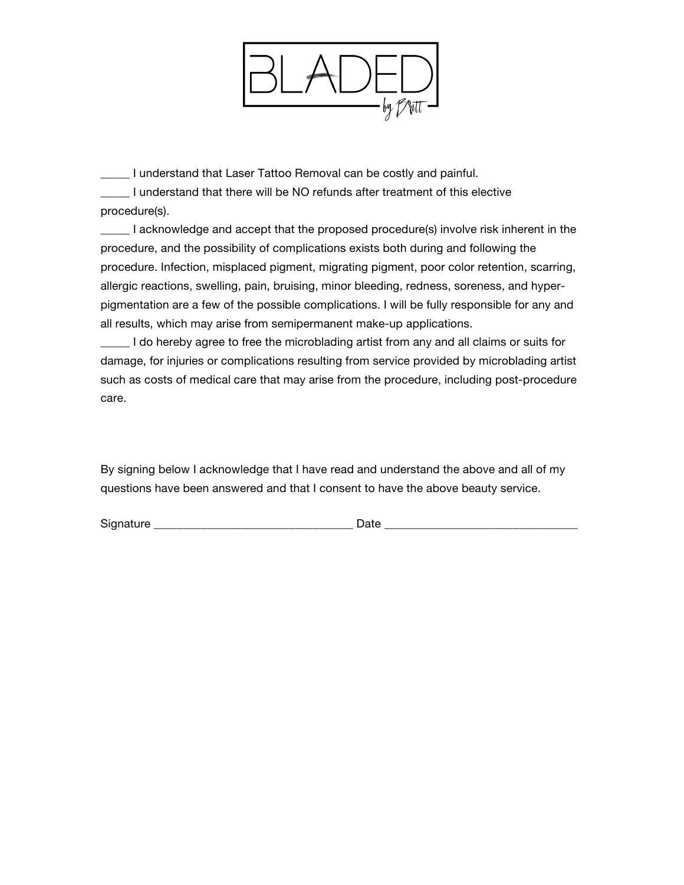_____ I understand that Laser Tattoo Removal can be costly and painful.

_____ I understand that there will be NO refunds after treatment of this elective procedure(s).

_____ I acknowledge and accept that the proposed procedure(s) involve risk inherent in the procedure, and the possibility of complications exists both during and following the procedure. Infection, misplaced pigment, migrating pigment, poor color retention, scarring, allergic reactions, swelling, pain, bruising, minor bleeding, redness, soreness, and hyper-pigmentation are a few of the possible complications. I will be fully responsible for any and all results, which may arise from semipermanent make-up applications.

_____ I do hereby agree to free the microblading artist from any and all claims or suits for damage, for injuries or complications resulting from service provided by microblading artist such as costs of medical care that may arise from the procedure, including post-procedure care.

By signing below I acknowledge that I have read and understand the above and all of my questions have been answered and that I consent to have the above beauty service.

Signature _________________________________ Date ________________________________